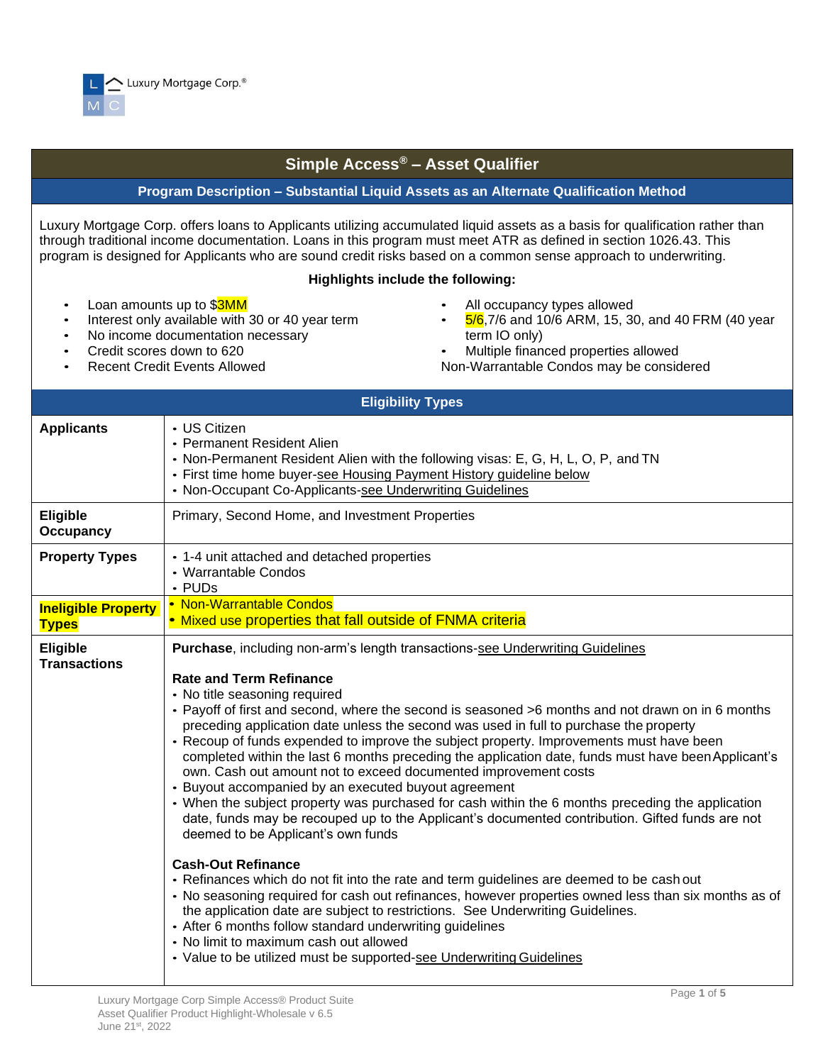Luxury Mortgage Corp.®

# Simple Access® – Asset Qualifier

## Program Description – Substantial Liquid Assets as an Alternate Qualification Method

Luxury Mortgage Corp. offers loans to Applicants utilizing accumulated liquid assets as a basis for qualification rather than through traditional income documentation. Loans in this program must meet ATR as defined in section 1026.43. This program is designed for Applicants who are sound credit risks based on a common sense approach to underwriting.

**Highlights include the following:**

- Loan amounts up to $3MM
- Interest only available with 30 or 40 year term
- No income documentation necessary
- Credit scores down to 620
- Recent Credit Events Allowed
- All occupancy types allowed
- 5/6,7/6 and 10/6 ARM, 15, 30, and 40 FRM (40 year term IO only)
- Multiple financed properties allowed

Non-Warrantable Condos may be considered

## Eligibility Types

| | |
|---|---|
| **Applicants** | • US Citizen<br>• Permanent Resident Alien<br>• Non-Permanent Resident Alien with the following visas: E, G, H, L, O, P, and TN<br>• First time home buyer-see Housing Payment History guideline below<br>• Non-Occupant Co-Applicants-see Underwriting Guidelines |
| **Eligible Occupancy** | Primary, Second Home, and Investment Properties |
| **Property Types** | • 1-4 unit attached and detached properties<br>• Warrantable Condos<br>• PUDs |
| **Ineligible Property Types** | • Non-Warrantable Condos<br>• Mixed use properties that fall outside of FNMA criteria |
| **Eligible Transactions** | **Purchase**, including non-arm's length transactions-see Underwriting Guidelines<br><br>**Rate and Term Refinance**<br>• No title seasoning required<br>• Payoff of first and second, where the second is seasoned >6 months and not drawn on in 6 months preceding application date unless the second was used in full to purchase the property<br>• Recoup of funds expended to improve the subject property. Improvements must have been completed within the last 6 months preceding the application date, funds must have been Applicant's own. Cash out amount not to exceed documented improvement costs<br>• Buyout accompanied by an executed buyout agreement<br>• When the subject property was purchased for cash within the 6 months preceding the application date, funds may be recouped up to the Applicant's documented contribution. Gifted funds are not deemed to be Applicant's own funds<br><br>**Cash-Out Refinance**<br>• Refinances which do not fit into the rate and term guidelines are deemed to be cash out<br>• No seasoning required for cash out refinances, however properties owned less than six months as of the application date are subject to restrictions. See Underwriting Guidelines.<br>• After 6 months follow standard underwriting guidelines<br>• No limit to maximum cash out allowed<br>• Value to be utilized must be supported-see Underwriting Guidelines |

Luxury Mortgage Corp Simple Access® Product Suite
Asset Qualifier Product Highlight-Wholesale v 6.5
June 21st, 2022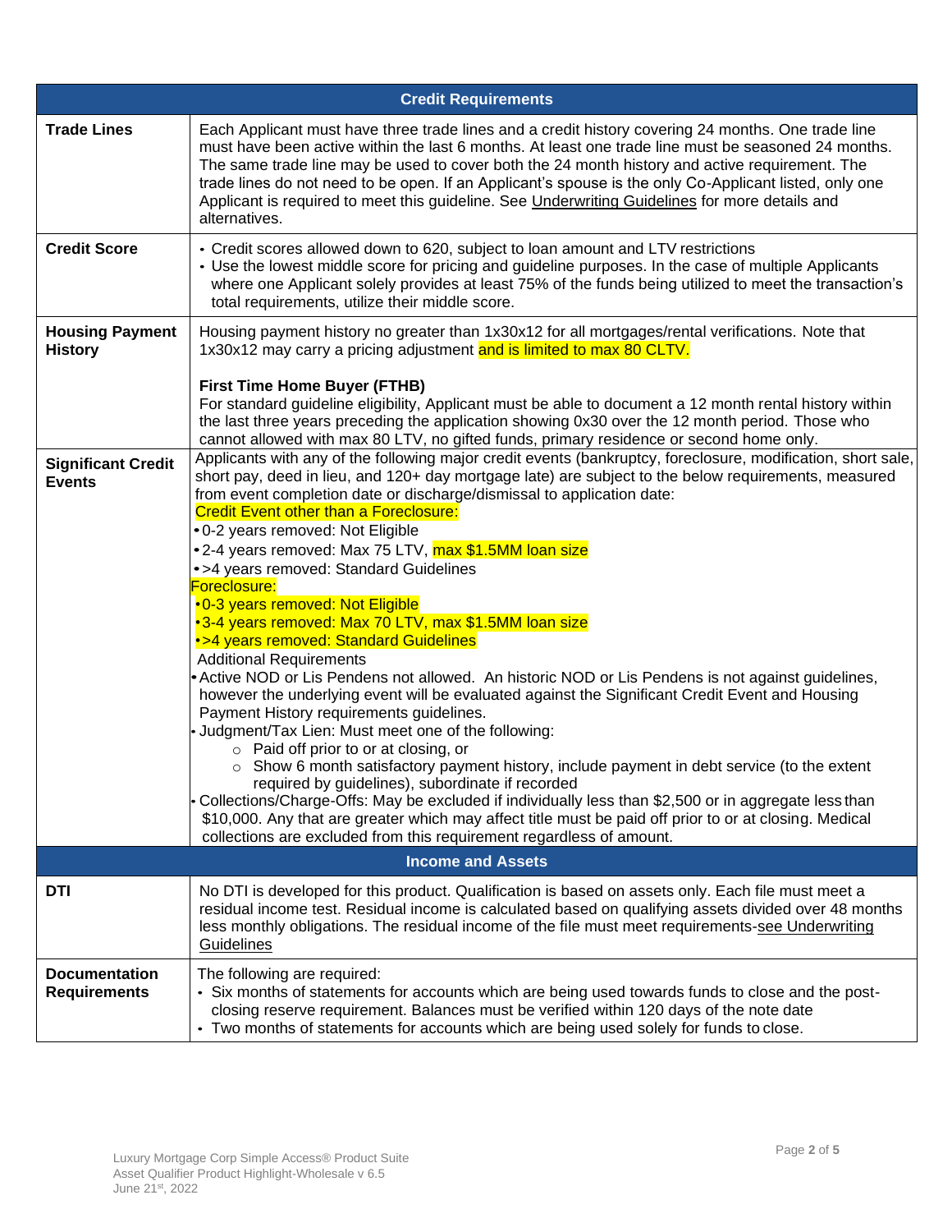| Credit Requirements | |
|---|---|
| **Trade Lines** | Each Applicant must have three trade lines and a credit history covering 24 months. One trade line must have been active within the last 6 months. At least one trade line must be seasoned 24 months. The same trade line may be used to cover both the 24 month history and active requirement. The trade lines do not need to be open. If an Applicant's spouse is the only Co-Applicant listed, only one Applicant is required to meet this guideline. See Underwriting Guidelines for more details and alternatives. |
| **Credit Score** | • Credit scores allowed down to 620, subject to loan amount and LTV restrictions<br>• Use the lowest middle score for pricing and guideline purposes. In the case of multiple Applicants where one Applicant solely provides at least 75% of the funds being utilized to meet the transaction's total requirements, utilize their middle score. |
| **Housing Payment History** | Housing payment history no greater than 1x30x12 for all mortgages/rental verifications. Note that 1x30x12 may carry a pricing adjustment and is limited to max 80 CLTV.<br><br>**First Time Home Buyer (FTHB)**<br>For standard guideline eligibility, Applicant must be able to document a 12 month rental history within the last three years preceding the application showing 0x30 over the 12 month period. Those who cannot allowed with max 80 LTV, no gifted funds, primary residence or second home only. |
| **Significant Credit Events** | Applicants with any of the following major credit events (bankruptcy, foreclosure, modification, short sale, short pay, deed in lieu, and 120+ day mortgage late) are subject to the below requirements, measured from event completion date or discharge/dismissal to application date:<br>Credit Event other than a Foreclosure:<br>• 0-2 years removed: Not Eligible<br>• 2-4 years removed: Max 75 LTV, max $1.5MM loan size<br>• >4 years removed: Standard Guidelines<br>Foreclosure:<br>• 0-3 years removed: Not Eligible<br>• 3-4 years removed: Max 70 LTV, max $1.5MM loan size<br>• >4 years removed: Standard Guidelines<br>Additional Requirements<br>• Active NOD or Lis Pendens not allowed. An historic NOD or Lis Pendens is not against guidelines, however the underlying event will be evaluated against the Significant Credit Event and Housing Payment History requirements guidelines.<br>• Judgment/Tax Lien: Must meet one of the following:<br>  ○ Paid off prior to or at closing, or<br>  ○ Show 6 month satisfactory payment history, include payment in debt service (to the extent required by guidelines), subordinate if recorded<br>• Collections/Charge-Offs: May be excluded if individually less than $2,500 or in aggregate less than $10,000. Any that are greater which may affect title must be paid off prior to or at closing. Medical collections are excluded from this requirement regardless of amount. |
| **Income and Assets** | |
| **DTI** | No DTI is developed for this product. Qualification is based on assets only. Each file must meet a residual income test. Residual income is calculated based on qualifying assets divided over 48 months less monthly obligations. The residual income of the file must meet requirements-see Underwriting Guidelines |
| **Documentation Requirements** | The following are required:<br>• Six months of statements for accounts which are being used towards funds to close and the post-closing reserve requirement. Balances must be verified within 120 days of the note date<br>• Two months of statements for accounts which are being used solely for funds to close. |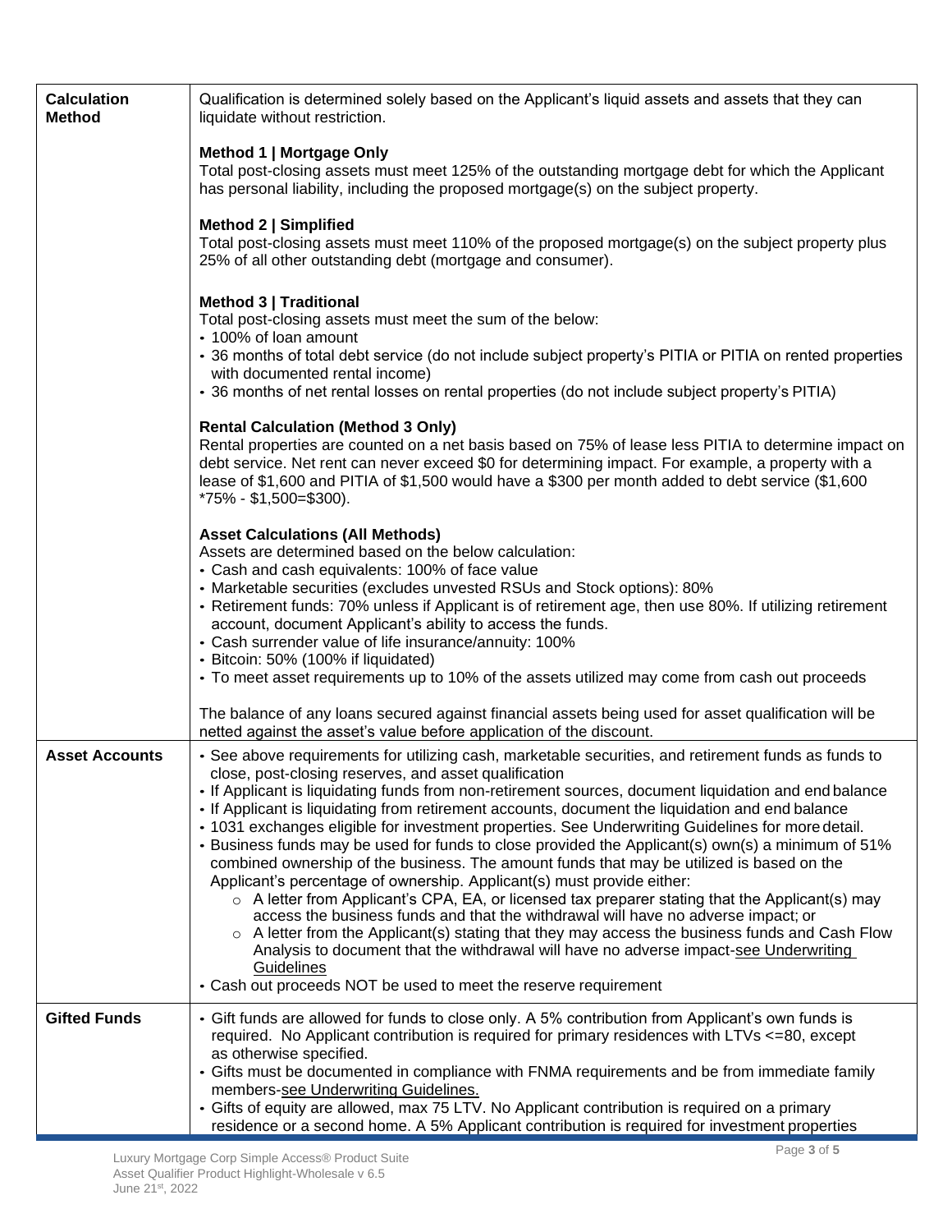| | |
|---|---|
| **Calculation Method** | Qualification is determined solely based on the Applicant's liquid assets and assets that they can liquidate without restriction.<br><br>**Method 1 \| Mortgage Only**<br>Total post-closing assets must meet 125% of the outstanding mortgage debt for which the Applicant has personal liability, including the proposed mortgage(s) on the subject property.<br><br>**Method 2 \| Simplified**<br>Total post-closing assets must meet 110% of the proposed mortgage(s) on the subject property plus 25% of all other outstanding debt (mortgage and consumer).<br><br>**Method 3 \| Traditional**<br>Total post-closing assets must meet the sum of the below:<br>• 100% of loan amount<br>• 36 months of total debt service (do not include subject property's PITIA or PITIA on rented properties with documented rental income)<br>• 36 months of net rental losses on rental properties (do not include subject property's PITIA)<br><br>**Rental Calculation (Method 3 Only)**<br>Rental properties are counted on a net basis based on 75% of lease less PITIA to determine impact on debt service. Net rent can never exceed $0 for determining impact. For example, a property with a lease of $1,600 and PITIA of $1,500 would have a $300 per month added to debt service ($1,600 *75% - $1,500=$300).<br><br>**Asset Calculations (All Methods)**<br>Assets are determined based on the below calculation:<br>• Cash and cash equivalents: 100% of face value<br>• Marketable securities (excludes unvested RSUs and Stock options): 80%<br>• Retirement funds: 70% unless if Applicant is of retirement age, then use 80%. If utilizing retirement account, document Applicant's ability to access the funds.<br>• Cash surrender value of life insurance/annuity: 100%<br>• Bitcoin: 50% (100% if liquidated)<br>• To meet asset requirements up to 10% of the assets utilized may come from cash out proceeds<br><br>The balance of any loans secured against financial assets being used for asset qualification will be netted against the asset's value before application of the discount. |
| **Asset Accounts** | • See above requirements for utilizing cash, marketable securities, and retirement funds as funds to close, post-closing reserves, and asset qualification<br>• If Applicant is liquidating funds from non-retirement sources, document liquidation and end balance<br>• If Applicant is liquidating from retirement accounts, document the liquidation and end balance<br>• 1031 exchanges eligible for investment properties. See Underwriting Guidelines for more detail.<br>• Business funds may be used for funds to close provided the Applicant(s) own(s) a minimum of 51% combined ownership of the business. The amount funds that may be utilized is based on the Applicant's percentage of ownership. Applicant(s) must provide either:<br>&nbsp;&nbsp;○ A letter from Applicant's CPA, EA, or licensed tax preparer stating that the Applicant(s) may access the business funds and that the withdrawal will have no adverse impact; or<br>&nbsp;&nbsp;○ A letter from the Applicant(s) stating that they may access the business funds and Cash Flow Analysis to document that the withdrawal will have no adverse impact-see Underwriting Guidelines<br>• Cash out proceeds NOT be used to meet the reserve requirement |
| **Gifted Funds** | • Gift funds are allowed for funds to close only. A 5% contribution from Applicant's own funds is required. No Applicant contribution is required for primary residences with LTVs <=80, except as otherwise specified.<br>• Gifts must be documented in compliance with FNMA requirements and be from immediate family members-see Underwriting Guidelines.<br>• Gifts of equity are allowed, max 75 LTV. No Applicant contribution is required on a primary residence or a second home. A 5% Applicant contribution is required for investment properties |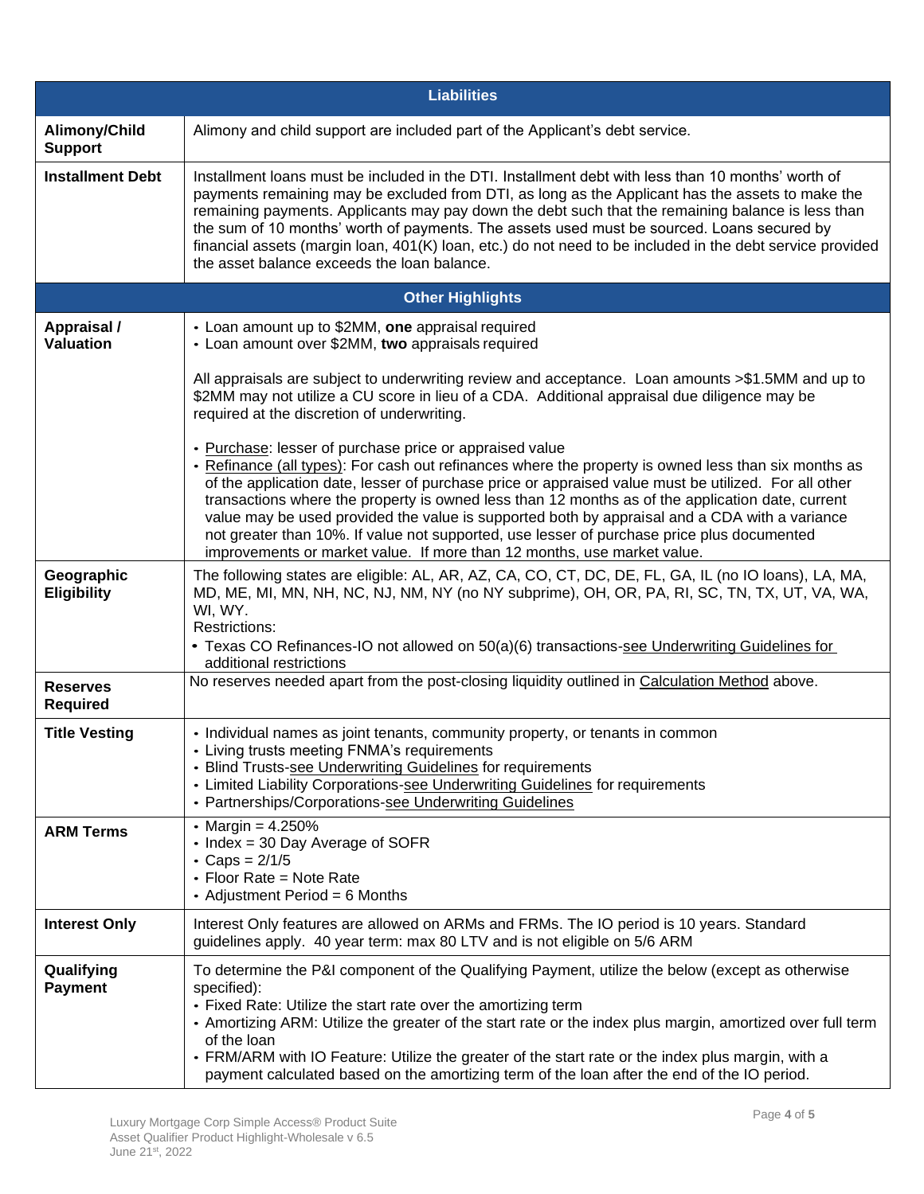| Liabilities | |
|---|---|
| **Alimony/Child Support** | Alimony and child support are included part of the Applicant's debt service. |
| **Installment Debt** | Installment loans must be included in the DTI. Installment debt with less than 10 months' worth of payments remaining may be excluded from DTI, as long as the Applicant has the assets to make the remaining payments. Applicants may pay down the debt such that the remaining balance is less than the sum of 10 months' worth of payments. The assets used must be sourced. Loans secured by financial assets (margin loan, 401(K) loan, etc.) do not need to be included in the debt service provided the asset balance exceeds the loan balance. |

| Other Highlights | |
|---|---|
| **Appraisal / Valuation** | • Loan amount up to $2MM, **one** appraisal required<br>• Loan amount over $2MM, **two** appraisals required<br><br>All appraisals are subject to underwriting review and acceptance. Loan amounts >$1.5MM and up to $2MM may not utilize a CU score in lieu of a CDA. Additional appraisal due diligence may be required at the discretion of underwriting.<br><br>• Purchase: lesser of purchase price or appraised value<br>• Refinance (all types): For cash out refinances where the property is owned less than six months as of the application date, lesser of purchase price or appraised value must be utilized. For all other transactions where the property is owned less than 12 months as of the application date, current value may be used provided the value is supported both by appraisal and a CDA with a variance not greater than 10%. If value not supported, use lesser of purchase price plus documented improvements or market value. If more than 12 months, use market value. |
| **Geographic Eligibility** | The following states are eligible: AL, AR, AZ, CA, CO, CT, DC, DE, FL, GA, IL (no IO loans), LA, MA, MD, ME, MI, MN, NH, NC, NJ, NM, NY (no NY subprime), OH, OR, PA, RI, SC, TN, TX, UT, VA, WA, WI, WY.<br>Restrictions:<br>• Texas CO Refinances-IO not allowed on 50(a)(6) transactions-see Underwriting Guidelines for additional restrictions |
| **Reserves Required** | No reserves needed apart from the post-closing liquidity outlined in Calculation Method above. |
| **Title Vesting** | • Individual names as joint tenants, community property, or tenants in common<br>• Living trusts meeting FNMA's requirements<br>• Blind Trusts-see Underwriting Guidelines for requirements<br>• Limited Liability Corporations-see Underwriting Guidelines for requirements<br>• Partnerships/Corporations-see Underwriting Guidelines |
| **ARM Terms** | • Margin = 4.250%<br>• Index = 30 Day Average of SOFR<br>• Caps = 2/1/5<br>• Floor Rate = Note Rate<br>• Adjustment Period = 6 Months |
| **Interest Only** | Interest Only features are allowed on ARMs and FRMs. The IO period is 10 years. Standard guidelines apply. 40 year term: max 80 LTV and is not eligible on 5/6 ARM |
| **Qualifying Payment** | To determine the P&I component of the Qualifying Payment, utilize the below (except as otherwise specified):<br>• Fixed Rate: Utilize the start rate over the amortizing term<br>• Amortizing ARM: Utilize the greater of the start rate or the index plus margin, amortized over full term of the loan<br>• FRM/ARM with IO Feature: Utilize the greater of the start rate or the index plus margin, with a payment calculated based on the amortizing term of the loan after the end of the IO period. |

Luxury Mortgage Corp Simple Access® Product Suite
Asset Qualifier Product Highlight-Wholesale v 6.5
June 21st, 2022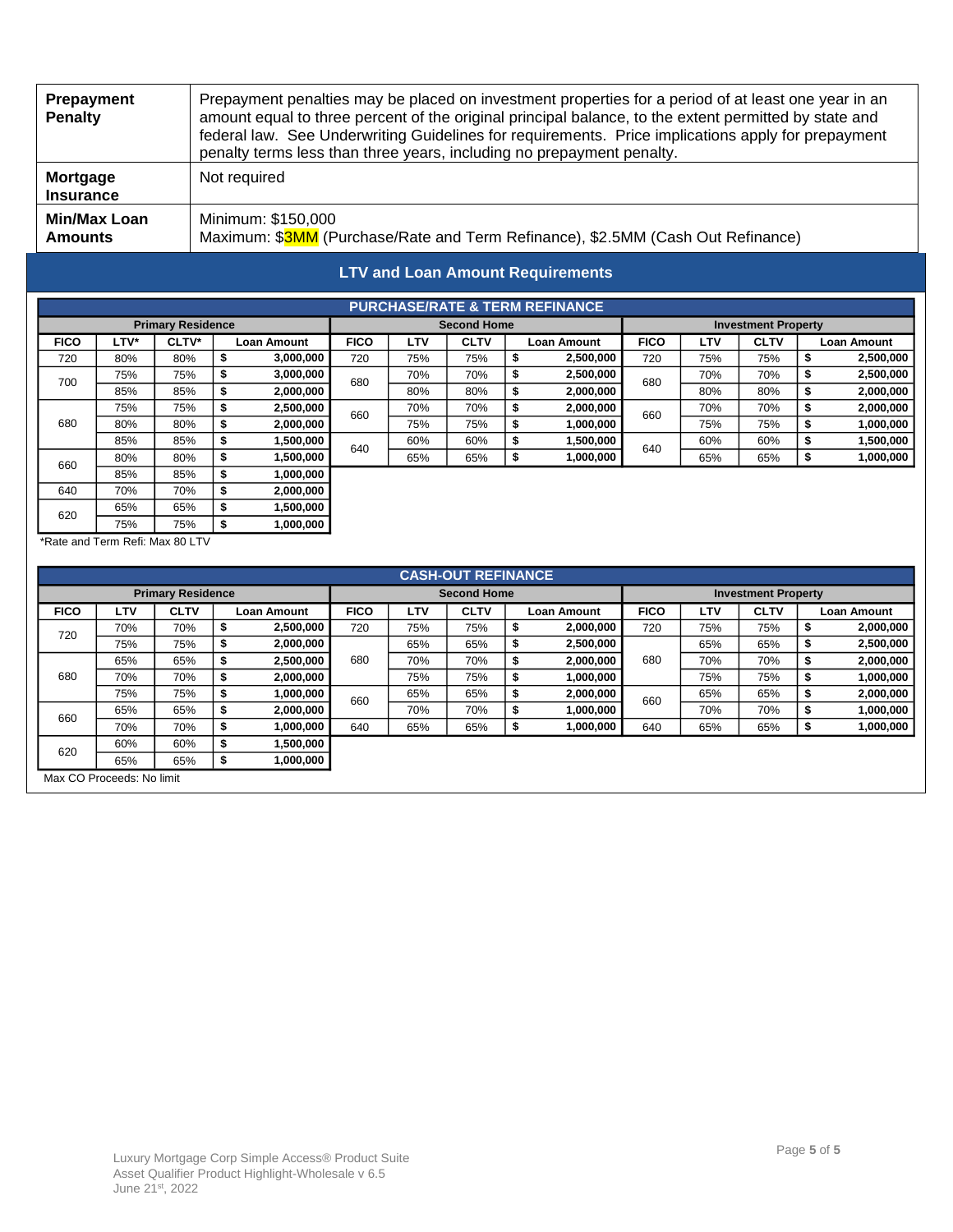| | |
|---|---|
| **Prepayment Penalty** | Prepayment penalties may be placed on investment properties for a period of at least one year in an amount equal to three percent of the original principal balance, to the extent permitted by state and federal law. See Underwriting Guidelines for requirements. Price implications apply for prepayment penalty terms less than three years, including no prepayment penalty. |
| **Mortgage Insurance** | Not required |
| **Min/Max Loan Amounts** | Minimum: $150,000<br>Maximum: $3MM (Purchase/Rate and Term Refinance), $2.5MM (Cash Out Refinance) |

## LTV and Loan Amount Requirements

### PURCHASE/RATE & TERM REFINANCE

| Primary Residence | | | | Second Home | | | | Investment Property | | | |
|---|---|---|---|---|---|---|---|---|---|---|---|
| FICO | LTV* | CLTV* | Loan Amount | FICO | LTV | CLTV | Loan Amount | FICO | LTV | CLTV | Loan Amount |
| 720 | 80% | 80% | $ 3,000,000 | 720 | 75% | 75% | $ 2,500,000 | 720 | 75% | 75% | $ 2,500,000 |
| 700 | 75% | 75% | $ 3,000,000 | 680 | 70% | 70% | $ 2,500,000 | 680 | 70% | 70% | $ 2,500,000 |
| | 85% | 85% | $ 2,000,000 | | 80% | 80% | $ 2,000,000 | | 80% | 80% | $ 2,000,000 |
| 680 | 75% | 75% | $ 2,500,000 | 660 | 70% | 70% | $ 2,000,000 | 660 | 70% | 70% | $ 2,000,000 |
| | 80% | 80% | $ 2,000,000 | | 75% | 75% | $ 1,000,000 | | 75% | 75% | $ 1,000,000 |
| | 85% | 85% | $ 1,500,000 | 640 | 60% | 60% | $ 1,500,000 | 640 | 60% | 60% | $ 1,500,000 |
| 660 | 80% | 80% | $ 1,500,000 | | 65% | 65% | $ 1,000,000 | | 65% | 65% | $ 1,000,000 |
| | 85% | 85% | $ 1,000,000 | | | | | | | | |
| 640 | 70% | 70% | $ 2,000,000 | | | | | | | | |
| 620 | 65% | 65% | $ 1,500,000 | | | | | | | | |
| | 75% | 75% | $ 1,000,000 | | | | | | | | |

*Rate and Term Refi: Max 80 LTV

### CASH-OUT REFINANCE

| Primary Residence | | | | Second Home | | | | Investment Property | | | |
|---|---|---|---|---|---|---|---|---|---|---|---|
| FICO | LTV | CLTV | Loan Amount | FICO | LTV | CLTV | Loan Amount | FICO | LTV | CLTV | Loan Amount |
| 720 | 70% | 70% | $ 2,500,000 | 720 | 75% | 75% | $ 2,000,000 | 720 | 75% | 75% | $ 2,000,000 |
| | 75% | 75% | $ 2,000,000 | 680 | 65% | 65% | $ 2,500,000 | 680 | 65% | 65% | $ 2,500,000 |
| 680 | 65% | 65% | $ 2,500,000 | | 70% | 70% | $ 2,000,000 | | 70% | 70% | $ 2,000,000 |
| | 70% | 70% | $ 2,000,000 | | 75% | 75% | $ 1,000,000 | | 75% | 75% | $ 1,000,000 |
| | 75% | 75% | $ 1,000,000 | 660 | 65% | 65% | $ 2,000,000 | 660 | 65% | 65% | $ 2,000,000 |
| 660 | 65% | 65% | $ 2,000,000 | | 70% | 70% | $ 1,000,000 | | 70% | 70% | $ 1,000,000 |
| | 70% | 70% | $ 1,000,000 | 640 | 65% | 65% | $ 1,000,000 | 640 | 65% | 65% | $ 1,000,000 |
| 620 | 60% | 60% | $ 1,500,000 | | | | | | | | |
| | 65% | 65% | $ 1,000,000 | | | | | | | | |

Max CO Proceeds: No limit

Luxury Mortgage Corp Simple Access® Product Suite
Asset Qualifier Product Highlight-Wholesale v 6.5
June 21st, 2022